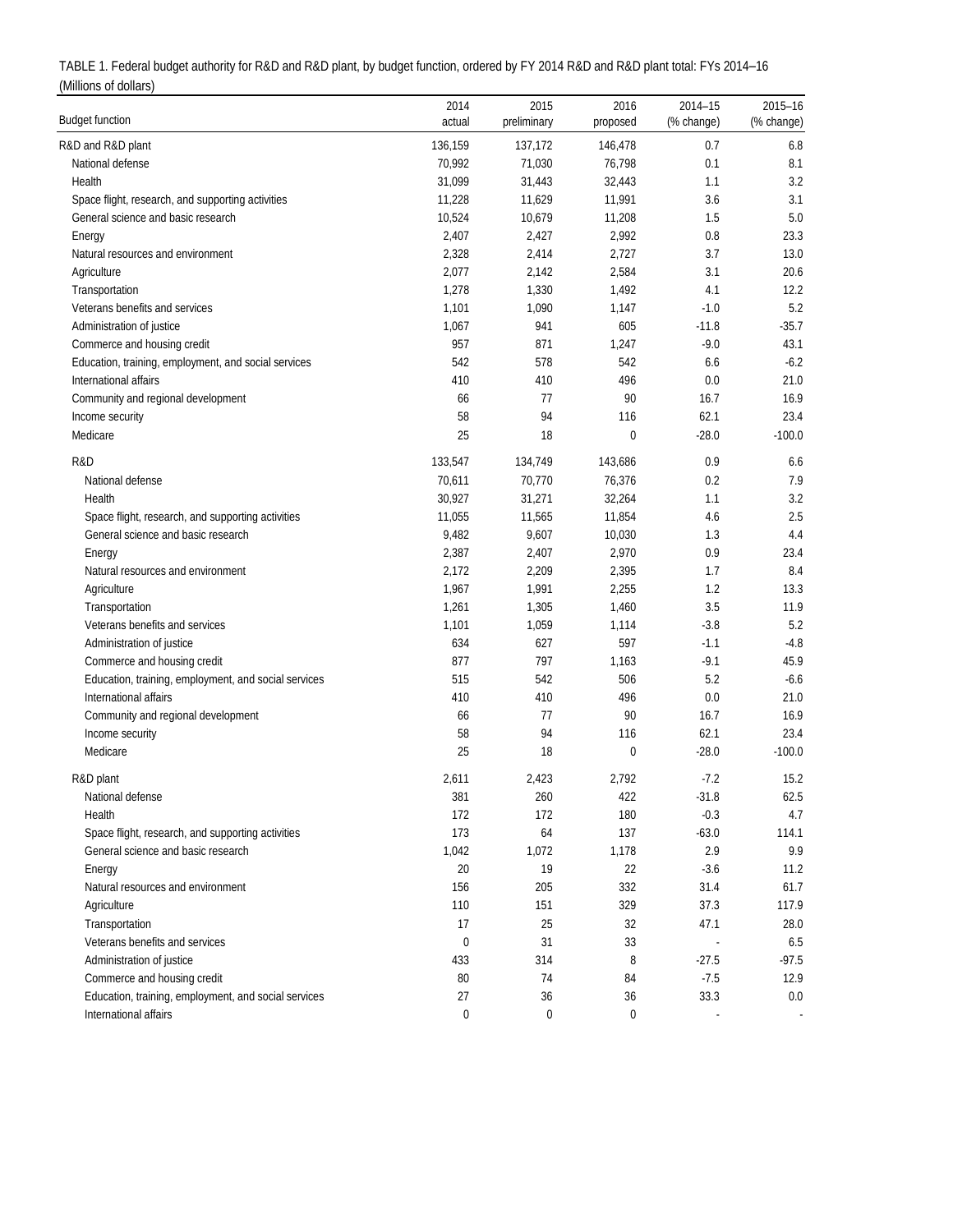TABLE 1. Federal budget authority for R&D and R&D plant, by budget function, ordered by FY 2014 R&D and R&D plant total: FYs 2014–16
(Millions of dollars)

| Budget function | 2014 actual | 2015 preliminary | 2016 proposed | 2014–15 (% change) | 2015–16 (% change) |
|---|---|---|---|---|---|
| R&D and R&D plant | 136,159 | 137,172 | 146,478 | 0.7 | 6.8 |
| National defense | 70,992 | 71,030 | 76,798 | 0.1 | 8.1 |
| Health | 31,099 | 31,443 | 32,443 | 1.1 | 3.2 |
| Space flight, research, and supporting activities | 11,228 | 11,629 | 11,991 | 3.6 | 3.1 |
| General science and basic research | 10,524 | 10,679 | 11,208 | 1.5 | 5.0 |
| Energy | 2,407 | 2,427 | 2,992 | 0.8 | 23.3 |
| Natural resources and environment | 2,328 | 2,414 | 2,727 | 3.7 | 13.0 |
| Agriculture | 2,077 | 2,142 | 2,584 | 3.1 | 20.6 |
| Transportation | 1,278 | 1,330 | 1,492 | 4.1 | 12.2 |
| Veterans benefits and services | 1,101 | 1,090 | 1,147 | -1.0 | 5.2 |
| Administration of justice | 1,067 | 941 | 605 | -11.8 | -35.7 |
| Commerce and housing credit | 957 | 871 | 1,247 | -9.0 | 43.1 |
| Education, training, employment, and social services | 542 | 578 | 542 | 6.6 | -6.2 |
| International affairs | 410 | 410 | 496 | 0.0 | 21.0 |
| Community and regional development | 66 | 77 | 90 | 16.7 | 16.9 |
| Income security | 58 | 94 | 116 | 62.1 | 23.4 |
| Medicare | 25 | 18 | 0 | -28.0 | -100.0 |
| R&D | 133,547 | 134,749 | 143,686 | 0.9 | 6.6 |
| National defense | 70,611 | 70,770 | 76,376 | 0.2 | 7.9 |
| Health | 30,927 | 31,271 | 32,264 | 1.1 | 3.2 |
| Space flight, research, and supporting activities | 11,055 | 11,565 | 11,854 | 4.6 | 2.5 |
| General science and basic research | 9,482 | 9,607 | 10,030 | 1.3 | 4.4 |
| Energy | 2,387 | 2,407 | 2,970 | 0.9 | 23.4 |
| Natural resources and environment | 2,172 | 2,209 | 2,395 | 1.7 | 8.4 |
| Agriculture | 1,967 | 1,991 | 2,255 | 1.2 | 13.3 |
| Transportation | 1,261 | 1,305 | 1,460 | 3.5 | 11.9 |
| Veterans benefits and services | 1,101 | 1,059 | 1,114 | -3.8 | 5.2 |
| Administration of justice | 634 | 627 | 597 | -1.1 | -4.8 |
| Commerce and housing credit | 877 | 797 | 1,163 | -9.1 | 45.9 |
| Education, training, employment, and social services | 515 | 542 | 506 | 5.2 | -6.6 |
| International affairs | 410 | 410 | 496 | 0.0 | 21.0 |
| Community and regional development | 66 | 77 | 90 | 16.7 | 16.9 |
| Income security | 58 | 94 | 116 | 62.1 | 23.4 |
| Medicare | 25 | 18 | 0 | -28.0 | -100.0 |
| R&D plant | 2,611 | 2,423 | 2,792 | -7.2 | 15.2 |
| National defense | 381 | 260 | 422 | -31.8 | 62.5 |
| Health | 172 | 172 | 180 | -0.3 | 4.7 |
| Space flight, research, and supporting activities | 173 | 64 | 137 | -63.0 | 114.1 |
| General science and basic research | 1,042 | 1,072 | 1,178 | 2.9 | 9.9 |
| Energy | 20 | 19 | 22 | -3.6 | 11.2 |
| Natural resources and environment | 156 | 205 | 332 | 31.4 | 61.7 |
| Agriculture | 110 | 151 | 329 | 37.3 | 117.9 |
| Transportation | 17 | 25 | 32 | 47.1 | 28.0 |
| Veterans benefits and services | 0 | 31 | 33 | - | 6.5 |
| Administration of justice | 433 | 314 | 8 | -27.5 | -97.5 |
| Commerce and housing credit | 80 | 74 | 84 | -7.5 | 12.9 |
| Education, training, employment, and social services | 27 | 36 | 36 | 33.3 | 0.0 |
| International affairs | 0 | 0 | 0 | - | - |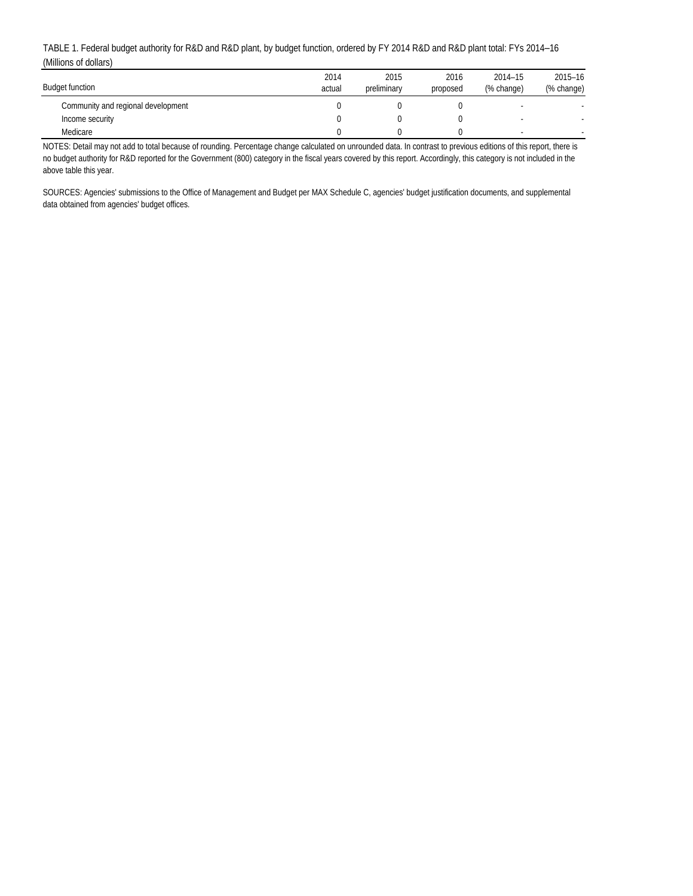TABLE 1. Federal budget authority for R&D and R&D plant, by budget function, ordered by FY 2014 R&D and R&D plant total: FYs 2014–16
(Millions of dollars)

| Budget function | 2014 actual | 2015 preliminary | 2016 proposed | 2014–15 (% change) | 2015–16 (% change) |
| --- | --- | --- | --- | --- | --- |
| Community and regional development | 0 | 0 | 0 | - | - |
| Income security | 0 | 0 | 0 | - | - |
| Medicare | 0 | 0 | 0 | - | - |

NOTES: Detail may not add to total because of rounding. Percentage change calculated on unrounded data. In contrast to previous editions of this report, there is no budget authority for R&D reported for the Government (800) category in the fiscal years covered by this report. Accordingly, this category is not included in the above table this year.

SOURCES: Agencies' submissions to the Office of Management and Budget per MAX Schedule C, agencies' budget justification documents, and supplemental data obtained from agencies' budget offices.